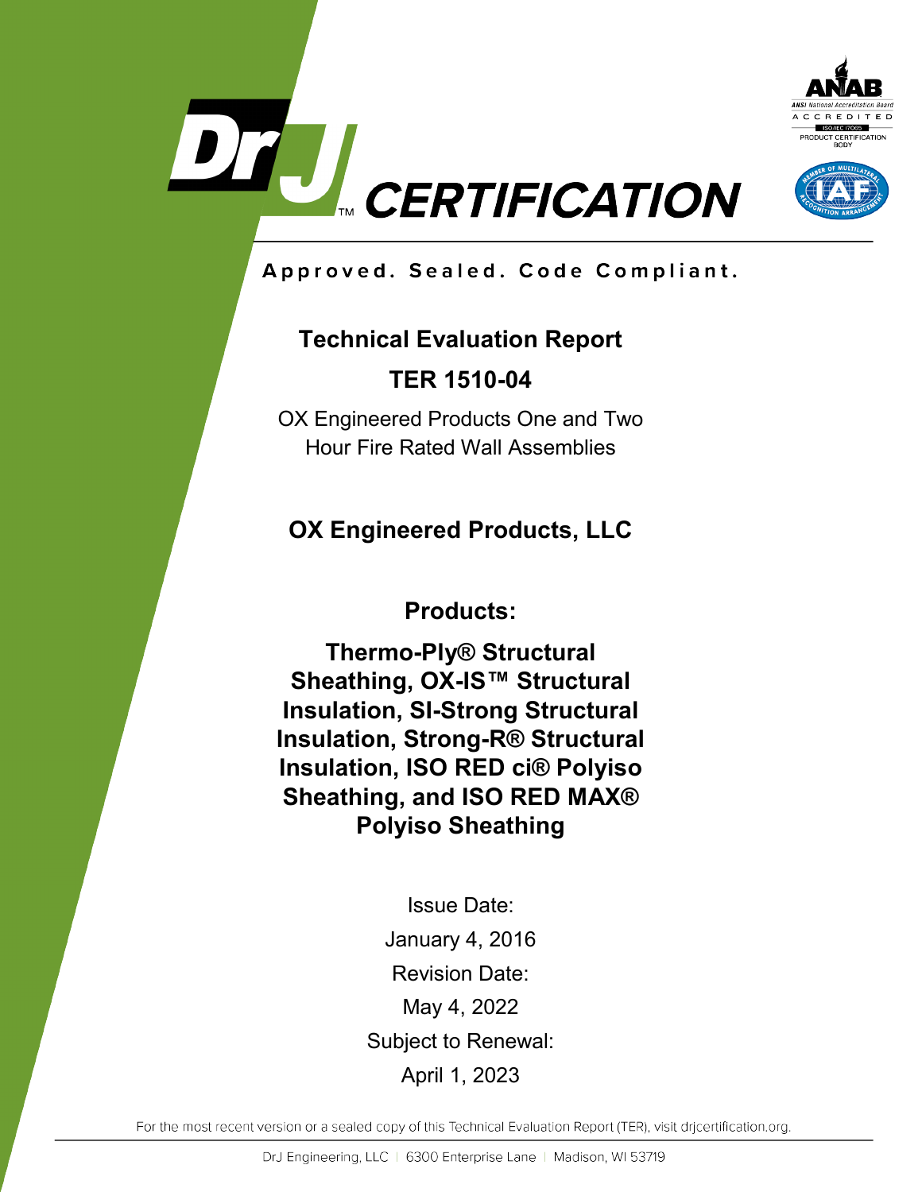# DrJ CERTIFICATION

ANAB — ANSI National Accreditation Board — ACCREDITED — ISO/IEC 17065 PRODUCT CERTIFICATION BODY

IAF — Member of Multilateral Recognition Arrangement

**Approved. Sealed. Code Compliant.**

## Technical Evaluation Report

## TER 1510-04

OX Engineered Products One and Two Hour Fire Rated Wall Assemblies

## OX Engineered Products, LLC

### Products:

**Thermo-Ply® Structural Sheathing, OX-IS™ Structural Insulation, SI-Strong Structural Insulation, Strong-R® Structural Insulation, ISO RED ci® Polyiso Sheathing, and ISO RED MAX® Polyiso Sheathing**

Issue Date:
January 4, 2016

Revision Date:
May 4, 2022

Subject to Renewal:
April 1, 2023

For the most recent version or a sealed copy of this Technical Evaluation Report (TER), visit drjcertification.org.

DrJ Engineering, LLC | 6300 Enterprise Lane | Madison, WI 53719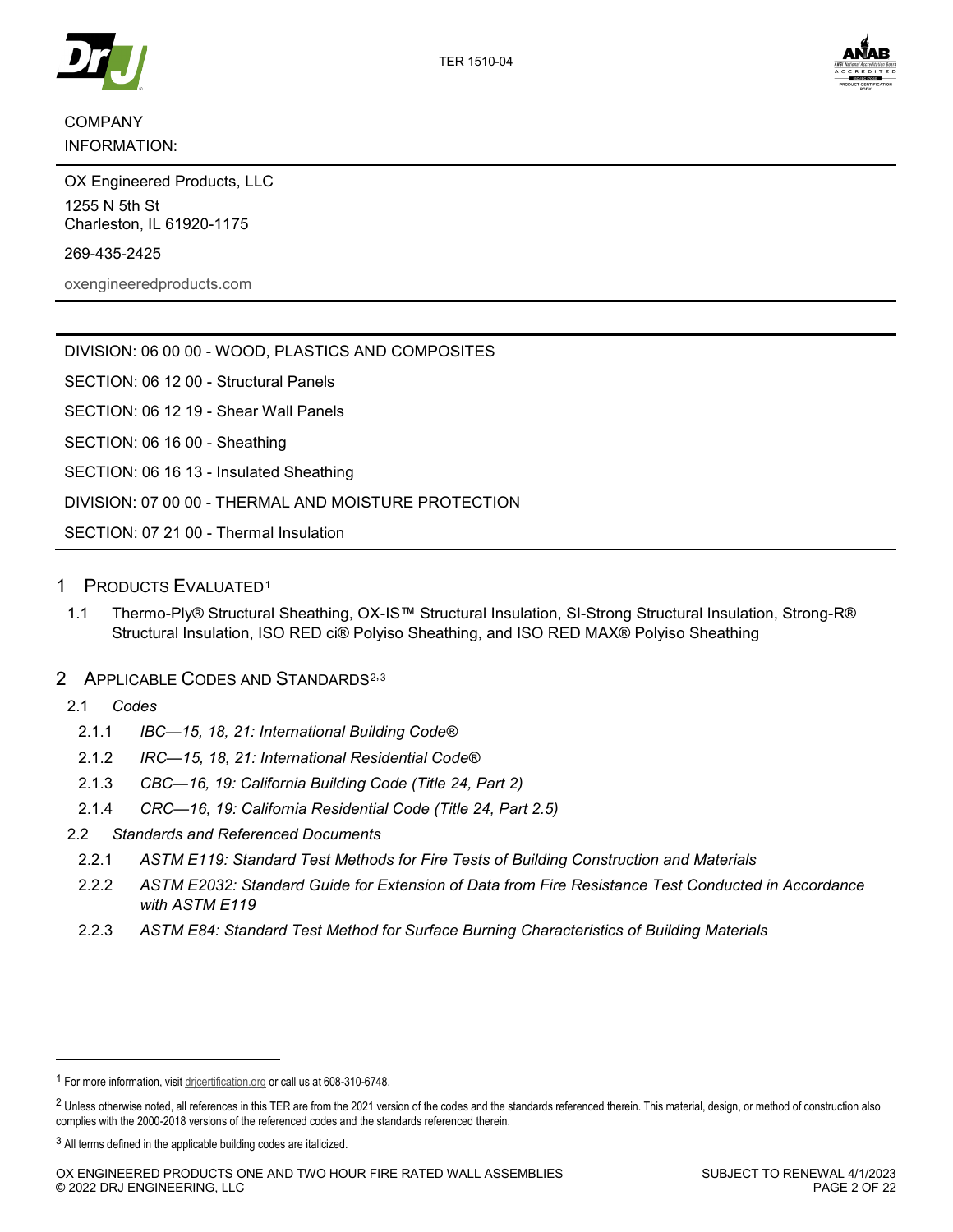COMPANY INFORMATION:

OX Engineered Products, LLC

1255 N 5th St
Charleston, IL 61920-1175

269-435-2425

oxengineeredproducts.com

DIVISION: 06 00 00 - WOOD, PLASTICS AND COMPOSITES

SECTION: 06 12 00 - Structural Panels

SECTION: 06 12 19 - Shear Wall Panels

SECTION: 06 16 00 - Sheathing

SECTION: 06 16 13 - Insulated Sheathing

DIVISION: 07 00 00 - THERMAL AND MOISTURE PROTECTION

SECTION: 07 21 00 - Thermal Insulation

# 1 Products Evaluated[1]

1.1 Thermo-Ply® Structural Sheathing, OX-IS™ Structural Insulation, SI-Strong Structural Insulation, Strong-R® Structural Insulation, ISO RED ci® Polyiso Sheathing, and ISO RED MAX® Polyiso Sheathing

# 2 Applicable Codes and Standards[2,3]

2.1 *Codes*

- 2.1.1 *IBC—15, 18, 21: International Building Code®*
- 2.1.2 *IRC—15, 18, 21: International Residential Code®*
- 2.1.3 *CBC—16, 19: California Building Code (Title 24, Part 2)*
- 2.1.4 *CRC—16, 19: California Residential Code (Title 24, Part 2.5)*

2.2 *Standards and Referenced Documents*

- 2.2.1 *ASTM E119: Standard Test Methods for Fire Tests of Building Construction and Materials*
- 2.2.2 *ASTM E2032: Standard Guide for Extension of Data from Fire Resistance Test Conducted in Accordance with ASTM E119*
- 2.2.3 *ASTM E84: Standard Test Method for Surface Burning Characteristics of Building Materials*

---

[1] For more information, visit drjcertification.org or call us at 608-310-6748.

[2] Unless otherwise noted, all references in this TER are from the 2021 version of the codes and the standards referenced therein. This material, design, or method of construction also complies with the 2000-2018 versions of the referenced codes and the standards referenced therein.

[3] All terms defined in the applicable building codes are italicized.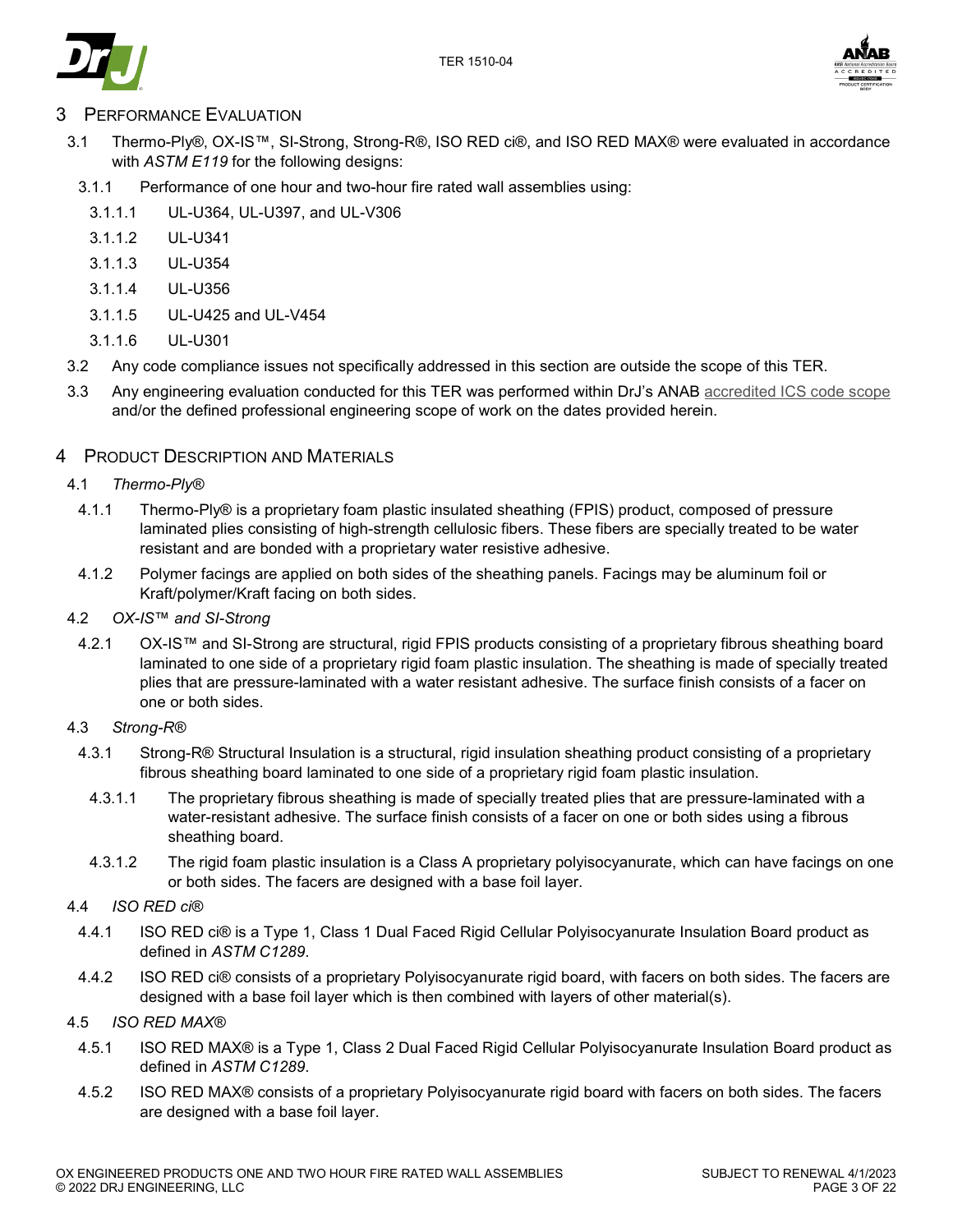## 3 Performance Evaluation

3.1 Thermo-Ply®, OX-IS™, SI-Strong, Strong-R®, ISO RED ci®, and ISO RED MAX® were evaluated in accordance with *ASTM E119* for the following designs:

3.1.1 Performance of one hour and two-hour fire rated wall assemblies using:

3.1.1.1 UL-U364, UL-U397, and UL-V306

3.1.1.2 UL-U341

3.1.1.3 UL-U354

3.1.1.4 UL-U356

3.1.1.5 UL-U425 and UL-V454

3.1.1.6 UL-U301

3.2 Any code compliance issues not specifically addressed in this section are outside the scope of this TER.

3.3 Any engineering evaluation conducted for this TER was performed within DrJ's ANAB accredited ICS code scope and/or the defined professional engineering scope of work on the dates provided herein.

## 4 Product Description and Materials

4.1 *Thermo-Ply®*

4.1.1 Thermo-Ply® is a proprietary foam plastic insulated sheathing (FPIS) product, composed of pressure laminated plies consisting of high-strength cellulosic fibers. These fibers are specially treated to be water resistant and are bonded with a proprietary water resistive adhesive.

4.1.2 Polymer facings are applied on both sides of the sheathing panels. Facings may be aluminum foil or Kraft/polymer/Kraft facing on both sides.

4.2 *OX-IS™ and SI-Strong*

4.2.1 OX-IS™ and SI-Strong are structural, rigid FPIS products consisting of a proprietary fibrous sheathing board laminated to one side of a proprietary rigid foam plastic insulation. The sheathing is made of specially treated plies that are pressure-laminated with a water resistant adhesive. The surface finish consists of a facer on one or both sides.

4.3 *Strong-R®*

4.3.1 Strong-R® Structural Insulation is a structural, rigid insulation sheathing product consisting of a proprietary fibrous sheathing board laminated to one side of a proprietary rigid foam plastic insulation.

4.3.1.1 The proprietary fibrous sheathing is made of specially treated plies that are pressure-laminated with a water-resistant adhesive. The surface finish consists of a facer on one or both sides using a fibrous sheathing board.

4.3.1.2 The rigid foam plastic insulation is a Class A proprietary polyisocyanurate, which can have facings on one or both sides. The facers are designed with a base foil layer.

4.4 *ISO RED ci®*

4.4.1 ISO RED ci® is a Type 1, Class 1 Dual Faced Rigid Cellular Polyisocyanurate Insulation Board product as defined in *ASTM C1289*.

4.4.2 ISO RED ci® consists of a proprietary Polyisocyanurate rigid board, with facers on both sides. The facers are designed with a base foil layer which is then combined with layers of other material(s).

4.5 *ISO RED MAX®*

4.5.1 ISO RED MAX® is a Type 1, Class 2 Dual Faced Rigid Cellular Polyisocyanurate Insulation Board product as defined in *ASTM C1289*.

4.5.2 ISO RED MAX® consists of a proprietary Polyisocyanurate rigid board with facers on both sides. The facers are designed with a base foil layer.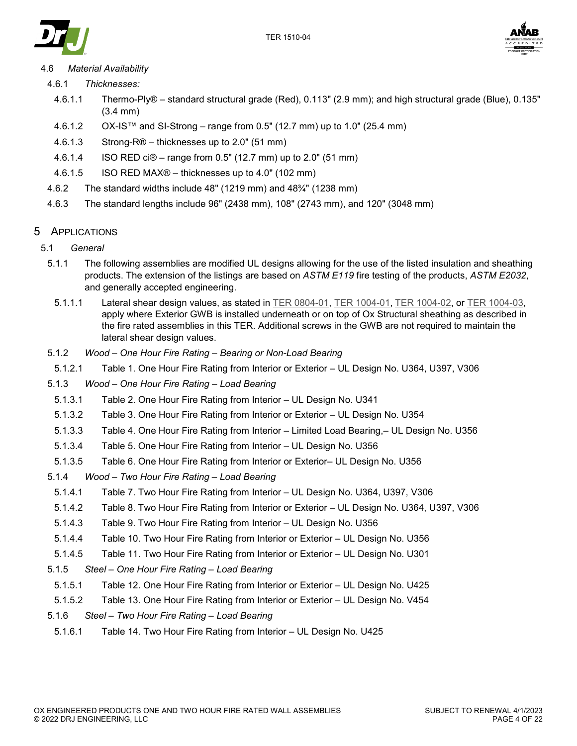4.6 *Material Availability*

4.6.1 *Thicknesses:*

4.6.1.1 Thermo-Ply® – standard structural grade (Red), 0.113" (2.9 mm); and high structural grade (Blue), 0.135" (3.4 mm)

4.6.1.2 OX-IS™ and SI-Strong – range from 0.5" (12.7 mm) up to 1.0" (25.4 mm)

4.6.1.3 Strong-R® – thicknesses up to 2.0" (51 mm)

4.6.1.4 ISO RED ci® – range from 0.5" (12.7 mm) up to 2.0" (51 mm)

4.6.1.5 ISO RED MAX® – thicknesses up to 4.0" (102 mm)

4.6.2 The standard widths include 48" (1219 mm) and 48¾" (1238 mm)

4.6.3 The standard lengths include 96" (2438 mm), 108" (2743 mm), and 120" (3048 mm)

## 5 Applications

5.1 *General*

5.1.1 The following assemblies are modified UL designs allowing for the use of the listed insulation and sheathing products. The extension of the listings are based on *ASTM E119* fire testing of the products, *ASTM E2032*, and generally accepted engineering.

5.1.1.1 Lateral shear design values, as stated in TER 0804-01, TER 1004-01, TER 1004-02, or TER 1004-03, apply where Exterior GWB is installed underneath or on top of Ox Structural sheathing as described in the fire rated assemblies in this TER. Additional screws in the GWB are not required to maintain the lateral shear design values.

5.1.2 *Wood – One Hour Fire Rating – Bearing or Non-Load Bearing*

5.1.2.1 Table 1. One Hour Fire Rating from Interior or Exterior – UL Design No. U364, U397, V306

5.1.3 *Wood – One Hour Fire Rating – Load Bearing*

5.1.3.1 Table 2. One Hour Fire Rating from Interior – UL Design No. U341

5.1.3.2 Table 3. One Hour Fire Rating from Interior or Exterior – UL Design No. U354

5.1.3.3 Table 4. One Hour Fire Rating from Interior – Limited Load Bearing,– UL Design No. U356

5.1.3.4 Table 5. One Hour Fire Rating from Interior – UL Design No. U356

5.1.3.5 Table 6. One Hour Fire Rating from Interior or Exterior– UL Design No. U356

5.1.4 *Wood – Two Hour Fire Rating – Load Bearing*

5.1.4.1 Table 7. Two Hour Fire Rating from Interior – UL Design No. U364, U397, V306

5.1.4.2 Table 8. Two Hour Fire Rating from Interior or Exterior – UL Design No. U364, U397, V306

5.1.4.3 Table 9. Two Hour Fire Rating from Interior – UL Design No. U356

5.1.4.4 Table 10. Two Hour Fire Rating from Interior or Exterior – UL Design No. U356

5.1.4.5 Table 11. Two Hour Fire Rating from Interior or Exterior – UL Design No. U301

5.1.5 *Steel – One Hour Fire Rating – Load Bearing*

5.1.5.1 Table 12. One Hour Fire Rating from Interior or Exterior – UL Design No. U425

5.1.5.2 Table 13. One Hour Fire Rating from Interior or Exterior – UL Design No. V454

5.1.6 *Steel – Two Hour Fire Rating – Load Bearing*

5.1.6.1 Table 14. Two Hour Fire Rating from Interior – UL Design No. U425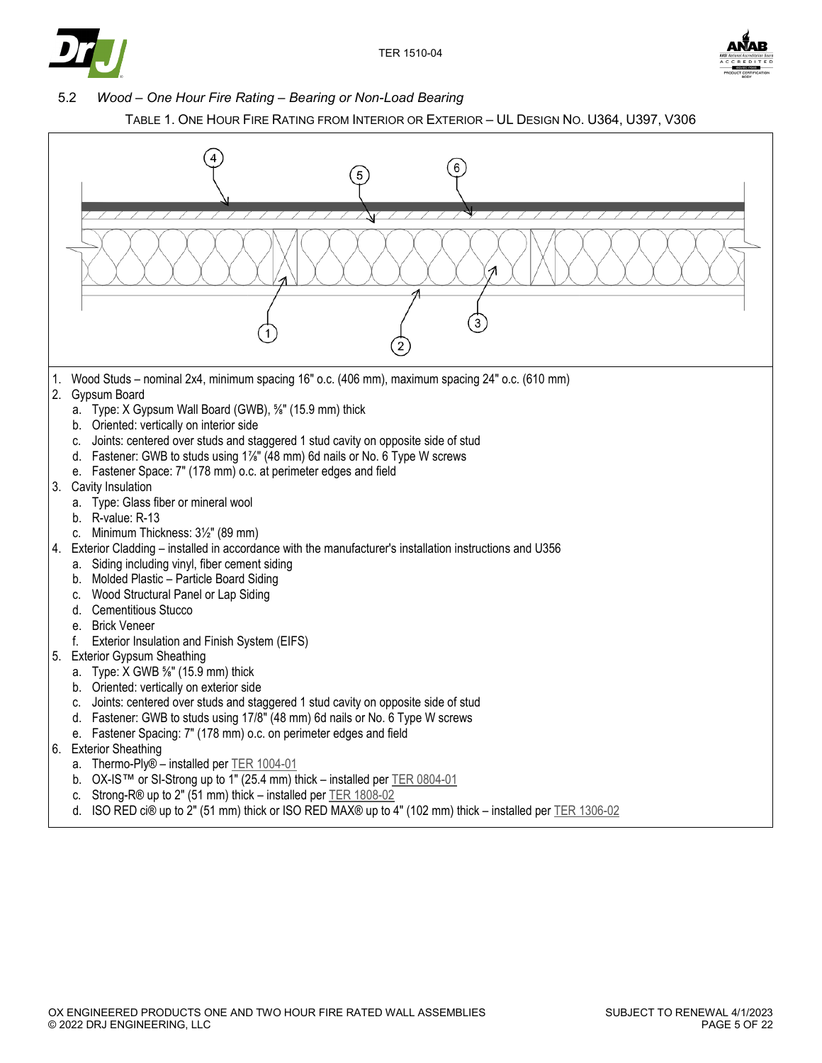## 5.2 *Wood – One Hour Fire Rating – Bearing or Non-Load Bearing*

TABLE 1. ONE HOUR FIRE RATING FROM INTERIOR OR EXTERIOR – UL DESIGN NO. U364, U397, V306

1. Wood Studs – nominal 2x4, minimum spacing 16" o.c. (406 mm), maximum spacing 24" o.c. (610 mm)
2. Gypsum Board
   a. Type: X Gypsum Wall Board (GWB), ⅝" (15.9 mm) thick
   b. Oriented: vertically on interior side
   c. Joints: centered over studs and staggered 1 stud cavity on opposite side of stud
   d. Fastener: GWB to studs using 1⅞" (48 mm) 6d nails or No. 6 Type W screws
   e. Fastener Space: 7" (178 mm) o.c. at perimeter edges and field
3. Cavity Insulation
   a. Type: Glass fiber or mineral wool
   b. R-value: R-13
   c. Minimum Thickness: 3½" (89 mm)
4. Exterior Cladding – installed in accordance with the manufacturer's installation instructions and U356
   a. Siding including vinyl, fiber cement siding
   b. Molded Plastic – Particle Board Siding
   c. Wood Structural Panel or Lap Siding
   d. Cementitious Stucco
   e. Brick Veneer
   f. Exterior Insulation and Finish System (EIFS)
5. Exterior Gypsum Sheathing
   a. Type: X GWB ⅝" (15.9 mm) thick
   b. Oriented: vertically on exterior side
   c. Joints: centered over studs and staggered 1 stud cavity on opposite side of stud
   d. Fastener: GWB to studs using 17/8" (48 mm) 6d nails or No. 6 Type W screws
   e. Fastener Spacing: 7" (178 mm) o.c. on perimeter edges and field
6. Exterior Sheathing
   a. Thermo-Ply® – installed per TER 1004-01
   b. OX-IS™ or SI-Strong up to 1" (25.4 mm) thick – installed per TER 0804-01
   c. Strong-R® up to 2" (51 mm) thick – installed per TER 1808-02
   d. ISO RED ci® up to 2" (51 mm) thick or ISO RED MAX® up to 4" (102 mm) thick – installed per TER 1306-02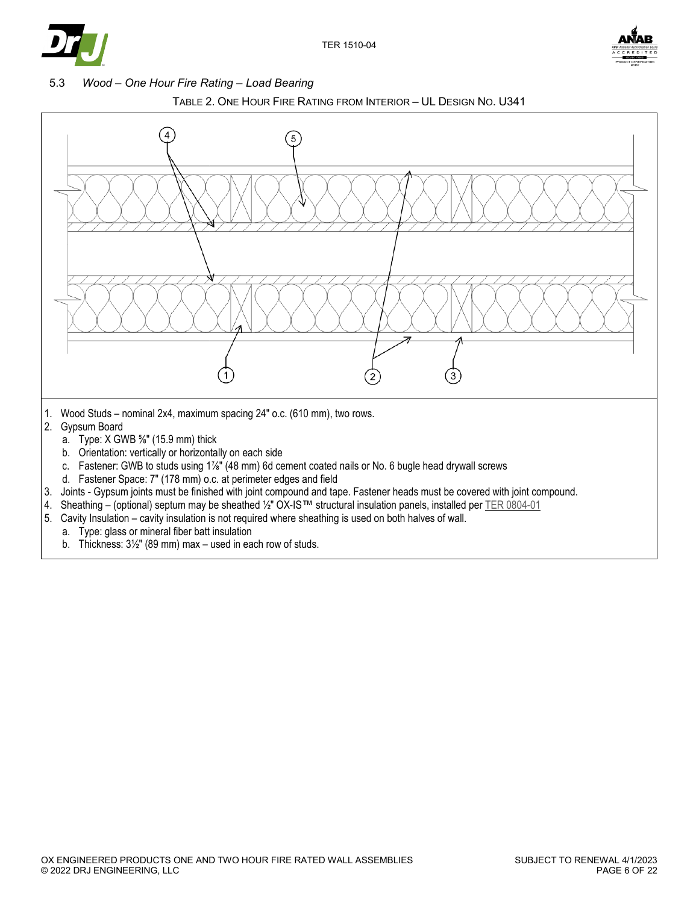### 5.3 *Wood – One Hour Fire Rating – Load Bearing*

TABLE 2. ONE HOUR FIRE RATING FROM INTERIOR – UL DESIGN NO. U341

1. Wood Studs – nominal 2x4, maximum spacing 24" o.c. (610 mm), two rows.
2. Gypsum Board
   a. Type: X GWB ⅝" (15.9 mm) thick
   b. Orientation: vertically or horizontally on each side
   c. Fastener: GWB to studs using 1⅞" (48 mm) 6d cement coated nails or No. 6 bugle head drywall screws
   d. Fastener Space: 7" (178 mm) o.c. at perimeter edges and field
3. Joints - Gypsum joints must be finished with joint compound and tape. Fastener heads must be covered with joint compound.
4. Sheathing – (optional) septum may be sheathed ½" OX-IS™ structural insulation panels, installed per TER 0804-01
5. Cavity Insulation – cavity insulation is not required where sheathing is used on both halves of wall.
   a. Type: glass or mineral fiber batt insulation
   b. Thickness: 3½" (89 mm) max – used in each row of studs.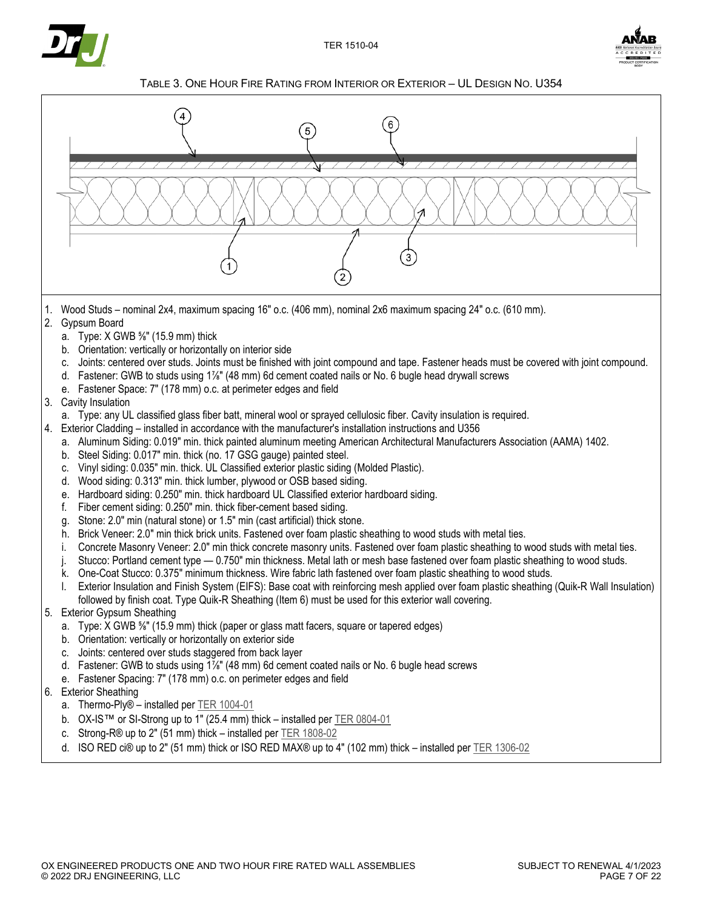## Table 3. One Hour Fire Rating from Interior or Exterior – UL Design No. U354

1. Wood Studs – nominal 2x4, maximum spacing 16" o.c. (406 mm), nominal 2x6 maximum spacing 24" o.c. (610 mm).
2. Gypsum Board
   a. Type: X GWB ⅝" (15.9 mm) thick
   b. Orientation: vertically or horizontally on interior side
   c. Joints: centered over studs. Joints must be finished with joint compound and tape. Fastener heads must be covered with joint compound.
   d. Fastener: GWB to studs using 1⅞" (48 mm) 6d cement coated nails or No. 6 bugle head drywall screws
   e. Fastener Space: 7" (178 mm) o.c. at perimeter edges and field
3. Cavity Insulation
   a. Type: any UL classified glass fiber batt, mineral wool or sprayed cellulosic fiber. Cavity insulation is required.
4. Exterior Cladding – installed in accordance with the manufacturer's installation instructions and U356
   a. Aluminum Siding: 0.019" min. thick painted aluminum meeting American Architectural Manufacturers Association (AAMA) 1402.
   b. Steel Siding: 0.017" min. thick (no. 17 GSG gauge) painted steel.
   c. Vinyl siding: 0.035" min. thick. UL Classified exterior plastic siding (Molded Plastic).
   d. Wood siding: 0.313" min. thick lumber, plywood or OSB based siding.
   e. Hardboard siding: 0.250" min. thick hardboard UL Classified exterior hardboard siding.
   f. Fiber cement siding: 0.250" min. thick fiber-cement based siding.
   g. Stone: 2.0" min (natural stone) or 1.5" min (cast artificial) thick stone.
   h. Brick Veneer: 2.0" min thick brick units. Fastened over foam plastic sheathing to wood studs with metal ties.
   i. Concrete Masonry Veneer: 2.0" min thick concrete masonry units. Fastened over foam plastic sheathing to wood studs with metal ties.
   j. Stucco: Portland cement type — 0.750" min thickness. Metal lath or mesh base fastened over foam plastic sheathing to wood studs.
   k. One-Coat Stucco: 0.375" minimum thickness. Wire fabric lath fastened over foam plastic sheathing to wood studs.
   l. Exterior Insulation and Finish System (EIFS): Base coat with reinforcing mesh applied over foam plastic sheathing (Quik-R Wall Insulation) followed by finish coat. Type Quik-R Sheathing (Item 6) must be used for this exterior wall covering.
5. Exterior Gypsum Sheathing
   a. Type: X GWB ⅝" (15.9 mm) thick (paper or glass matt facers, square or tapered edges)
   b. Orientation: vertically or horizontally on exterior side
   c. Joints: centered over studs staggered from back layer
   d. Fastener: GWB to studs using 1⅞" (48 mm) 6d cement coated nails or No. 6 bugle head screws
   e. Fastener Spacing: 7" (178 mm) o.c. on perimeter edges and field
6. Exterior Sheathing
   a. Thermo-Ply® – installed per TER 1004-01
   b. OX-IS™ or SI-Strong up to 1" (25.4 mm) thick – installed per TER 0804-01
   c. Strong-R® up to 2" (51 mm) thick – installed per TER 1808-02
   d. ISO RED ci® up to 2" (51 mm) thick or ISO RED MAX® up to 4" (102 mm) thick – installed per TER 1306-02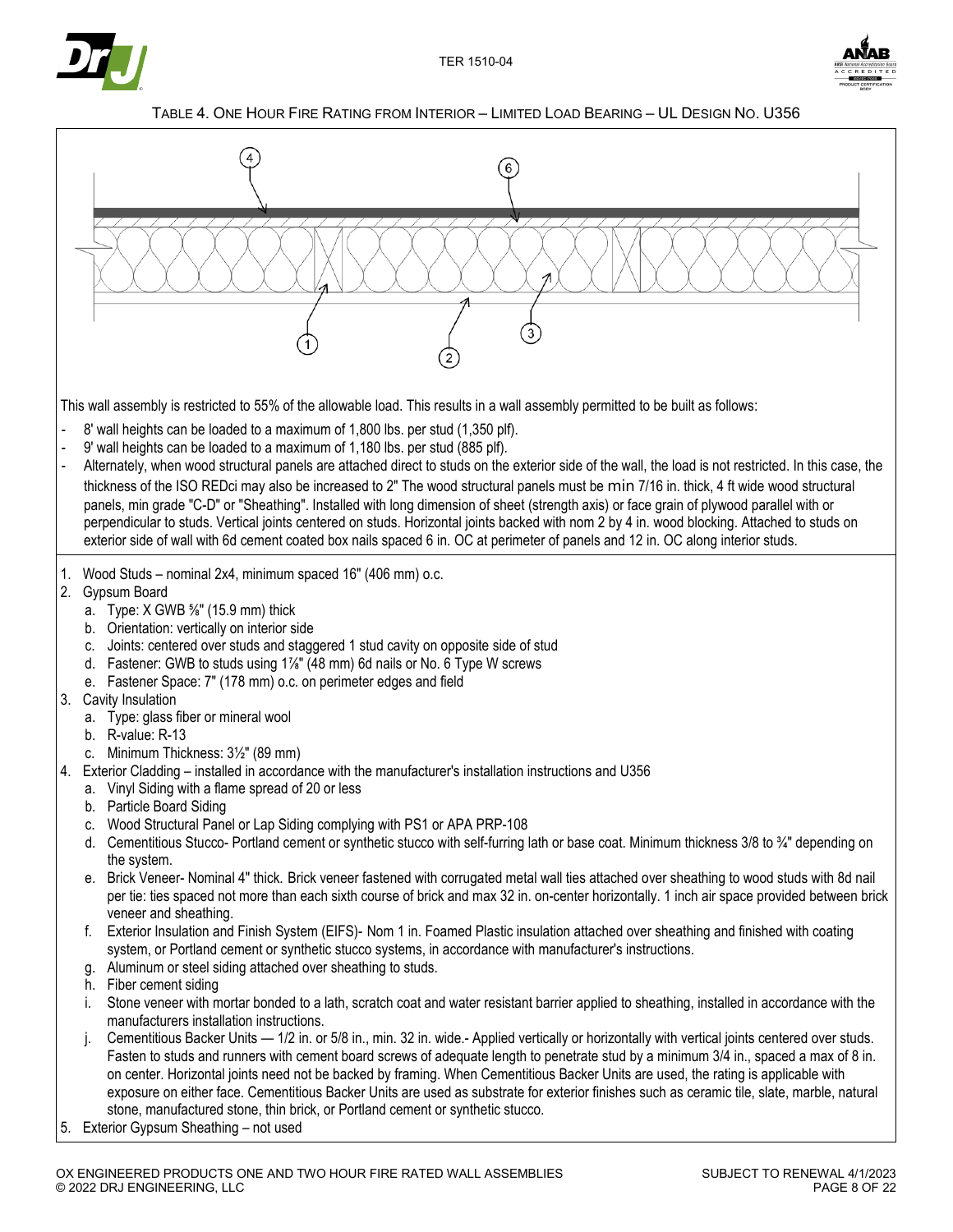TABLE 4. ONE HOUR FIRE RATING FROM INTERIOR – LIMITED LOAD BEARING – UL DESIGN NO. U356

This wall assembly is restricted to 55% of the allowable load. This results in a wall assembly permitted to be built as follows:

- 8' wall heights can be loaded to a maximum of 1,800 lbs. per stud (1,350 plf).
- 9' wall heights can be loaded to a maximum of 1,180 lbs. per stud (885 plf).
- Alternately, when wood structural panels are attached direct to studs on the exterior side of the wall, the load is not restricted. In this case, the thickness of the ISO REDci may also be increased to 2" The wood structural panels must be min 7/16 in. thick, 4 ft wide wood structural panels, min grade "C-D" or "Sheathing". Installed with long dimension of sheet (strength axis) or face grain of plywood parallel with or perpendicular to studs. Vertical joints centered on studs. Horizontal joints backed with nom 2 by 4 in. wood blocking. Attached to studs on exterior side of wall with 6d cement coated box nails spaced 6 in. OC at perimeter of panels and 12 in. OC along interior studs.

1. Wood Studs – nominal 2x4, minimum spaced 16" (406 mm) o.c.
2. Gypsum Board
   a. Type: X GWB ⅝" (15.9 mm) thick
   b. Orientation: vertically on interior side
   c. Joints: centered over studs and staggered 1 stud cavity on opposite side of stud
   d. Fastener: GWB to studs using 1⅞" (48 mm) 6d nails or No. 6 Type W screws
   e. Fastener Space: 7" (178 mm) o.c. on perimeter edges and field
3. Cavity Insulation
   a. Type: glass fiber or mineral wool
   b. R-value: R-13
   c. Minimum Thickness: 3½" (89 mm)
4. Exterior Cladding – installed in accordance with the manufacturer's installation instructions and U356
   a. Vinyl Siding with a flame spread of 20 or less
   b. Particle Board Siding
   c. Wood Structural Panel or Lap Siding complying with PS1 or APA PRP-108
   d. Cementitious Stucco- Portland cement or synthetic stucco with self-furring lath or base coat. Minimum thickness 3/8 to ¾" depending on the system.
   e. Brick Veneer- Nominal 4" thick. Brick veneer fastened with corrugated metal wall ties attached over sheathing to wood studs with 8d nail per tie: ties spaced not more than each sixth course of brick and max 32 in. on-center horizontally. 1 inch air space provided between brick veneer and sheathing.
   f. Exterior Insulation and Finish System (EIFS)- Nom 1 in. Foamed Plastic insulation attached over sheathing and finished with coating system, or Portland cement or synthetic stucco systems, in accordance with manufacturer's instructions.
   g. Aluminum or steel siding attached over sheathing to studs.
   h. Fiber cement siding
   i. Stone veneer with mortar bonded to a lath, scratch coat and water resistant barrier applied to sheathing, installed in accordance with the manufacturers installation instructions.
   j. Cementitious Backer Units — 1/2 in. or 5/8 in., min. 32 in. wide.- Applied vertically or horizontally with vertical joints centered over studs. Fasten to studs and runners with cement board screws of adequate length to penetrate stud by a minimum 3/4 in., spaced a max of 8 in. on center. Horizontal joints need not be backed by framing. When Cementitious Backer Units are used, the rating is applicable with exposure on either face. Cementitious Backer Units are used as substrate for exterior finishes such as ceramic tile, slate, marble, natural stone, manufactured stone, thin brick, or Portland cement or synthetic stucco.
5. Exterior Gypsum Sheathing – not used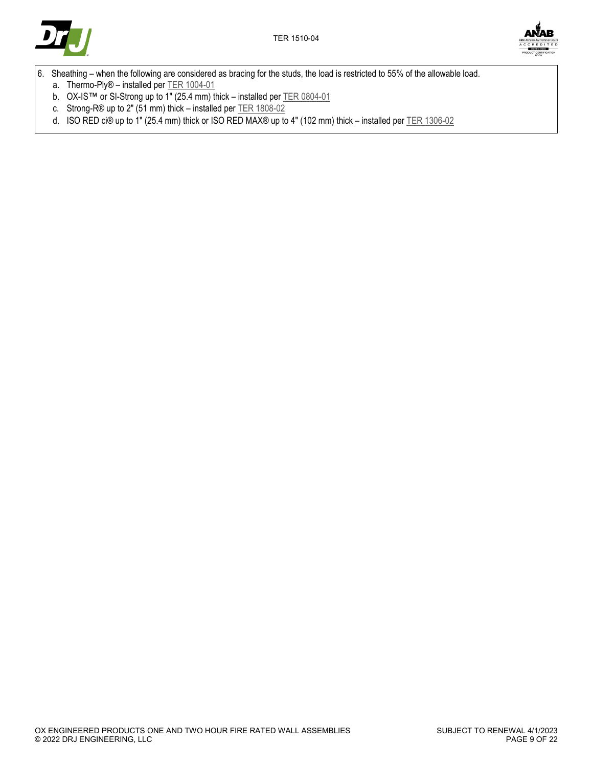6. Sheathing – when the following are considered as bracing for the studs, the load is restricted to 55% of the allowable load.
   a. Thermo-Ply® – installed per TER 1004-01
   b. OX-IS™ or SI-Strong up to 1" (25.4 mm) thick – installed per TER 0804-01
   c. Strong-R® up to 2" (51 mm) thick – installed per TER 1808-02
   d. ISO RED ci® up to 1" (25.4 mm) thick or ISO RED MAX® up to 4" (102 mm) thick – installed per TER 1306-02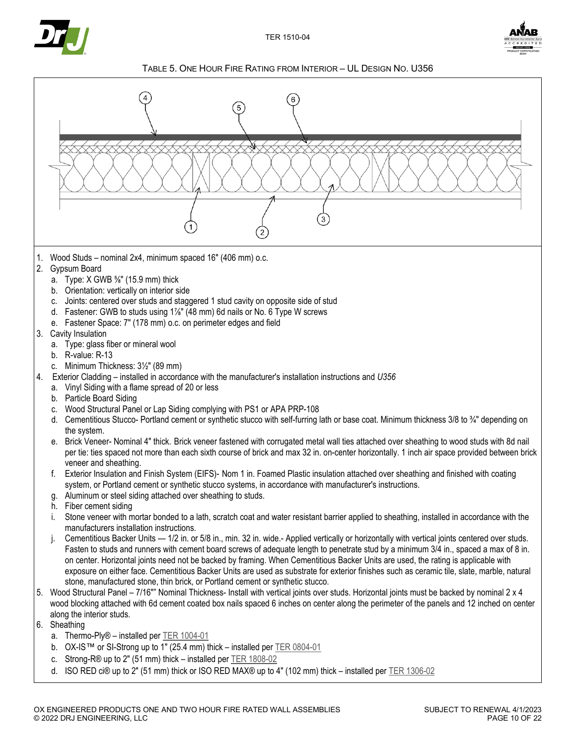## TABLE 5. ONE HOUR FIRE RATING FROM INTERIOR – UL DESIGN NO. U356

1. Wood Studs – nominal 2x4, minimum spaced 16" (406 mm) o.c.
2. Gypsum Board
   a. Type: X GWB ⅝" (15.9 mm) thick
   b. Orientation: vertically on interior side
   c. Joints: centered over studs and staggered 1 stud cavity on opposite side of stud
   d. Fastener: GWB to studs using 1⅞" (48 mm) 6d nails or No. 6 Type W screws
   e. Fastener Space: 7" (178 mm) o.c. on perimeter edges and field
3. Cavity Insulation
   a. Type: glass fiber or mineral wool
   b. R-value: R-13
   c. Minimum Thickness: 3½" (89 mm)
4. Exterior Cladding – installed in accordance with the manufacturer's installation instructions and *U356*
   a. Vinyl Siding with a flame spread of 20 or less
   b. Particle Board Siding
   c. Wood Structural Panel or Lap Siding complying with PS1 or APA PRP-108
   d. Cementitious Stucco- Portland cement or synthetic stucco with self-furring lath or base coat. Minimum thickness 3/8 to ¾" depending on the system.
   e. Brick Veneer- Nominal 4" thick. Brick veneer fastened with corrugated metal wall ties attached over sheathing to wood studs with 8d nail per tie: ties spaced not more than each sixth course of brick and max 32 in. on-center horizontally. 1 inch air space provided between brick veneer and sheathing.
   f. Exterior Insulation and Finish System (EIFS)- Nom 1 in. Foamed Plastic insulation attached over sheathing and finished with coating system, or Portland cement or synthetic stucco systems, in accordance with manufacturer's instructions.
   g. Aluminum or steel siding attached over sheathing to studs.
   h. Fiber cement siding
   i. Stone veneer with mortar bonded to a lath, scratch coat and water resistant barrier applied to sheathing, installed in accordance with the manufacturers installation instructions.
   j. Cementitious Backer Units — 1/2 in. or 5/8 in., min. 32 in. wide.- Applied vertically or horizontally with vertical joints centered over studs. Fasten to studs and runners with cement board screws of adequate length to penetrate stud by a minimum 3/4 in., spaced a max of 8 in. on center. Horizontal joints need not be backed by framing. When Cementitious Backer Units are used, the rating is applicable with exposure on either face. Cementitious Backer Units are used as substrate for exterior finishes such as ceramic tile, slate, marble, natural stone, manufactured stone, thin brick, or Portland cement or synthetic stucco.
5. Wood Structural Panel – 7/16"" Nominal Thickness- Install with vertical joints over studs. Horizontal joints must be backed by nominal 2 x 4 wood blocking attached with 6d cement coated box nails spaced 6 inches on center along the perimeter of the panels and 12 inched on center along the interior studs.
6. Sheathing
   a. Thermo-Ply® – installed per TER 1004-01
   b. OX-IS™ or SI-Strong up to 1" (25.4 mm) thick – installed per TER 0804-01
   c. Strong-R® up to 2" (51 mm) thick – installed per TER 1808-02
   d. ISO RED ci® up to 2" (51 mm) thick or ISO RED MAX® up to 4" (102 mm) thick – installed per TER 1306-02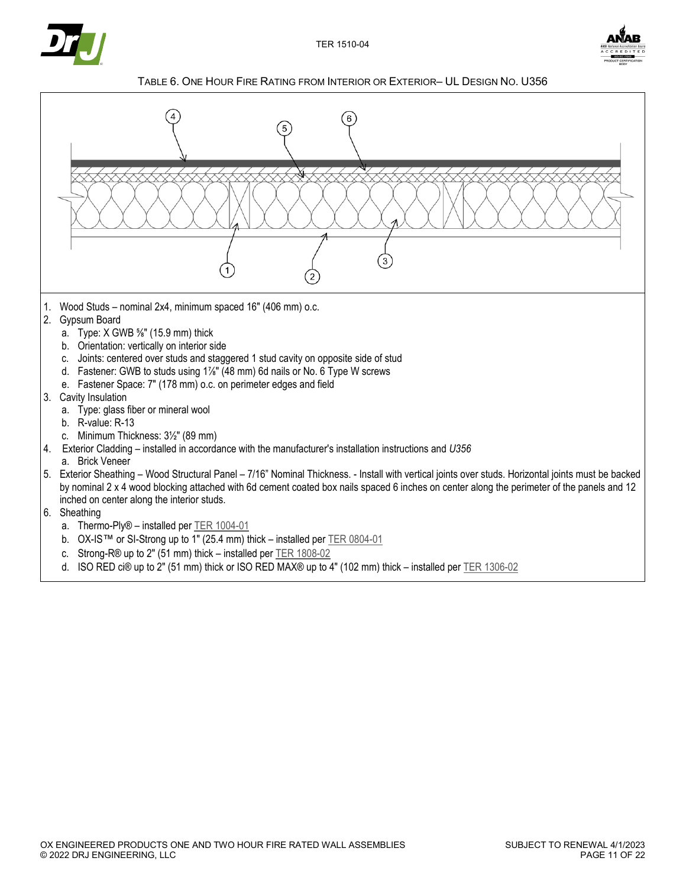## TABLE 6. ONE HOUR FIRE RATING FROM INTERIOR OR EXTERIOR– UL DESIGN NO. U356

1. Wood Studs – nominal 2x4, minimum spaced 16" (406 mm) o.c.
2. Gypsum Board
   a. Type: X GWB ⅝" (15.9 mm) thick
   b. Orientation: vertically on interior side
   c. Joints: centered over studs and staggered 1 stud cavity on opposite side of stud
   d. Fastener: GWB to studs using 1⅞" (48 mm) 6d nails or No. 6 Type W screws
   e. Fastener Space: 7" (178 mm) o.c. on perimeter edges and field
3. Cavity Insulation
   a. Type: glass fiber or mineral wool
   b. R-value: R-13
   c. Minimum Thickness: 3½" (89 mm)
4. Exterior Cladding – installed in accordance with the manufacturer's installation instructions and *U356*
   a. Brick Veneer
5. Exterior Sheathing – Wood Structural Panel – 7/16" Nominal Thickness. - Install with vertical joints over studs. Horizontal joints must be backed by nominal 2 x 4 wood blocking attached with 6d cement coated box nails spaced 6 inches on center along the perimeter of the panels and 12 inched on center along the interior studs.
6. Sheathing
   a. Thermo-Ply® – installed per TER 1004-01
   b. OX-IS™ or SI-Strong up to 1" (25.4 mm) thick – installed per TER 0804-01
   c. Strong-R® up to 2" (51 mm) thick – installed per TER 1808-02
   d. ISO RED ci® up to 2" (51 mm) thick or ISO RED MAX® up to 4" (102 mm) thick – installed per TER 1306-02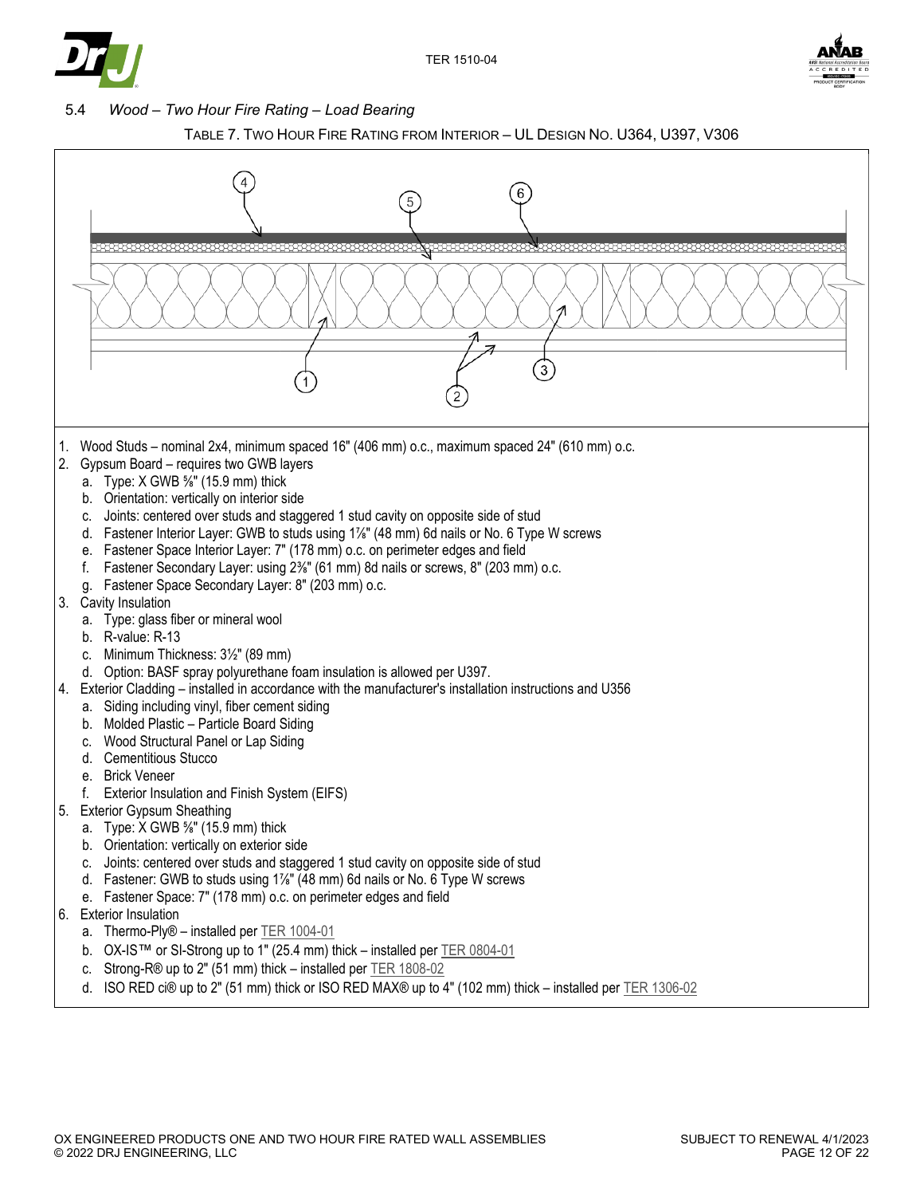### 5.4 *Wood – Two Hour Fire Rating – Load Bearing*

TABLE 7. TWO HOUR FIRE RATING FROM INTERIOR – UL DESIGN NO. U364, U397, V306

1. Wood Studs – nominal 2x4, minimum spaced 16" (406 mm) o.c., maximum spaced 24" (610 mm) o.c.
2. Gypsum Board – requires two GWB layers
   a. Type: X GWB ⅝" (15.9 mm) thick
   b. Orientation: vertically on interior side
   c. Joints: centered over studs and staggered 1 stud cavity on opposite side of stud
   d. Fastener Interior Layer: GWB to studs using 1⅞" (48 mm) 6d nails or No. 6 Type W screws
   e. Fastener Space Interior Layer: 7" (178 mm) o.c. on perimeter edges and field
   f. Fastener Secondary Layer: using 2⅜" (61 mm) 8d nails or screws, 8" (203 mm) o.c.
   g. Fastener Space Secondary Layer: 8" (203 mm) o.c.
3. Cavity Insulation
   a. Type: glass fiber or mineral wool
   b. R-value: R-13
   c. Minimum Thickness: 3½" (89 mm)
   d. Option: BASF spray polyurethane foam insulation is allowed per U397.
4. Exterior Cladding – installed in accordance with the manufacturer's installation instructions and U356
   a. Siding including vinyl, fiber cement siding
   b. Molded Plastic – Particle Board Siding
   c. Wood Structural Panel or Lap Siding
   d. Cementitious Stucco
   e. Brick Veneer
   f. Exterior Insulation and Finish System (EIFS)
5. Exterior Gypsum Sheathing
   a. Type: X GWB ⅝" (15.9 mm) thick
   b. Orientation: vertically on exterior side
   c. Joints: centered over studs and staggered 1 stud cavity on opposite side of stud
   d. Fastener: GWB to studs using 1⅞" (48 mm) 6d nails or No. 6 Type W screws
   e. Fastener Space: 7" (178 mm) o.c. on perimeter edges and field
6. Exterior Insulation
   a. Thermo-Ply® – installed per TER 1004-01
   b. OX-IS™ or SI-Strong up to 1" (25.4 mm) thick – installed per TER 0804-01
   c. Strong-R® up to 2" (51 mm) thick – installed per TER 1808-02
   d. ISO RED ci® up to 2" (51 mm) thick or ISO RED MAX® up to 4" (102 mm) thick – installed per TER 1306-02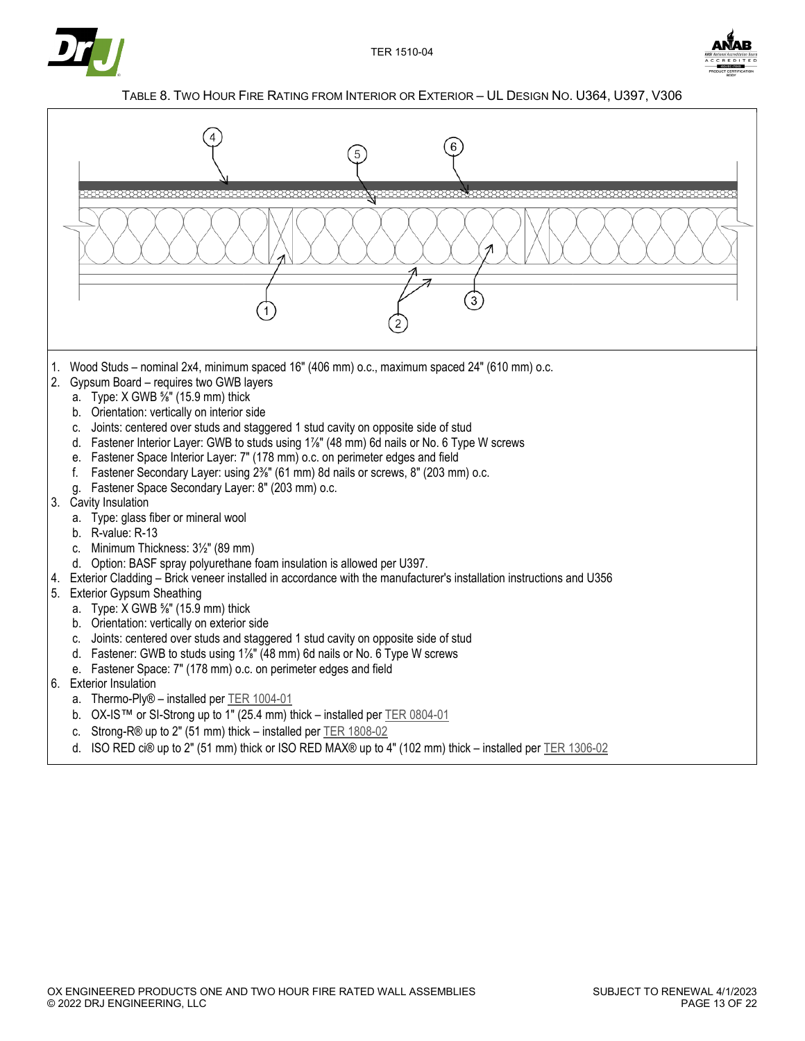TABLE 8. TWO HOUR FIRE RATING FROM INTERIOR OR EXTERIOR – UL DESIGN NO. U364, U397, V306

1. Wood Studs – nominal 2x4, minimum spaced 16" (406 mm) o.c., maximum spaced 24" (610 mm) o.c.
2. Gypsum Board – requires two GWB layers
   a. Type: X GWB ⅝" (15.9 mm) thick
   b. Orientation: vertically on interior side
   c. Joints: centered over studs and staggered 1 stud cavity on opposite side of stud
   d. Fastener Interior Layer: GWB to studs using 1⅞" (48 mm) 6d nails or No. 6 Type W screws
   e. Fastener Space Interior Layer: 7" (178 mm) o.c. on perimeter edges and field
   f. Fastener Secondary Layer: using 2⅜" (61 mm) 8d nails or screws, 8" (203 mm) o.c.
   g. Fastener Space Secondary Layer: 8" (203 mm) o.c.
3. Cavity Insulation
   a. Type: glass fiber or mineral wool
   b. R-value: R-13
   c. Minimum Thickness: 3½" (89 mm)
   d. Option: BASF spray polyurethane foam insulation is allowed per U397.
4. Exterior Cladding – Brick veneer installed in accordance with the manufacturer's installation instructions and U356
5. Exterior Gypsum Sheathing
   a. Type: X GWB ⅝" (15.9 mm) thick
   b. Orientation: vertically on exterior side
   c. Joints: centered over studs and staggered 1 stud cavity on opposite side of stud
   d. Fastener: GWB to studs using 1⅞" (48 mm) 6d nails or No. 6 Type W screws
   e. Fastener Space: 7" (178 mm) o.c. on perimeter edges and field
6. Exterior Insulation
   a. Thermo-Ply® – installed per TER 1004-01
   b. OX-IS™ or SI-Strong up to 1" (25.4 mm) thick – installed per TER 0804-01
   c. Strong-R® up to 2" (51 mm) thick – installed per TER 1808-02
   d. ISO RED ci® up to 2" (51 mm) thick or ISO RED MAX® up to 4" (102 mm) thick – installed per TER 1306-02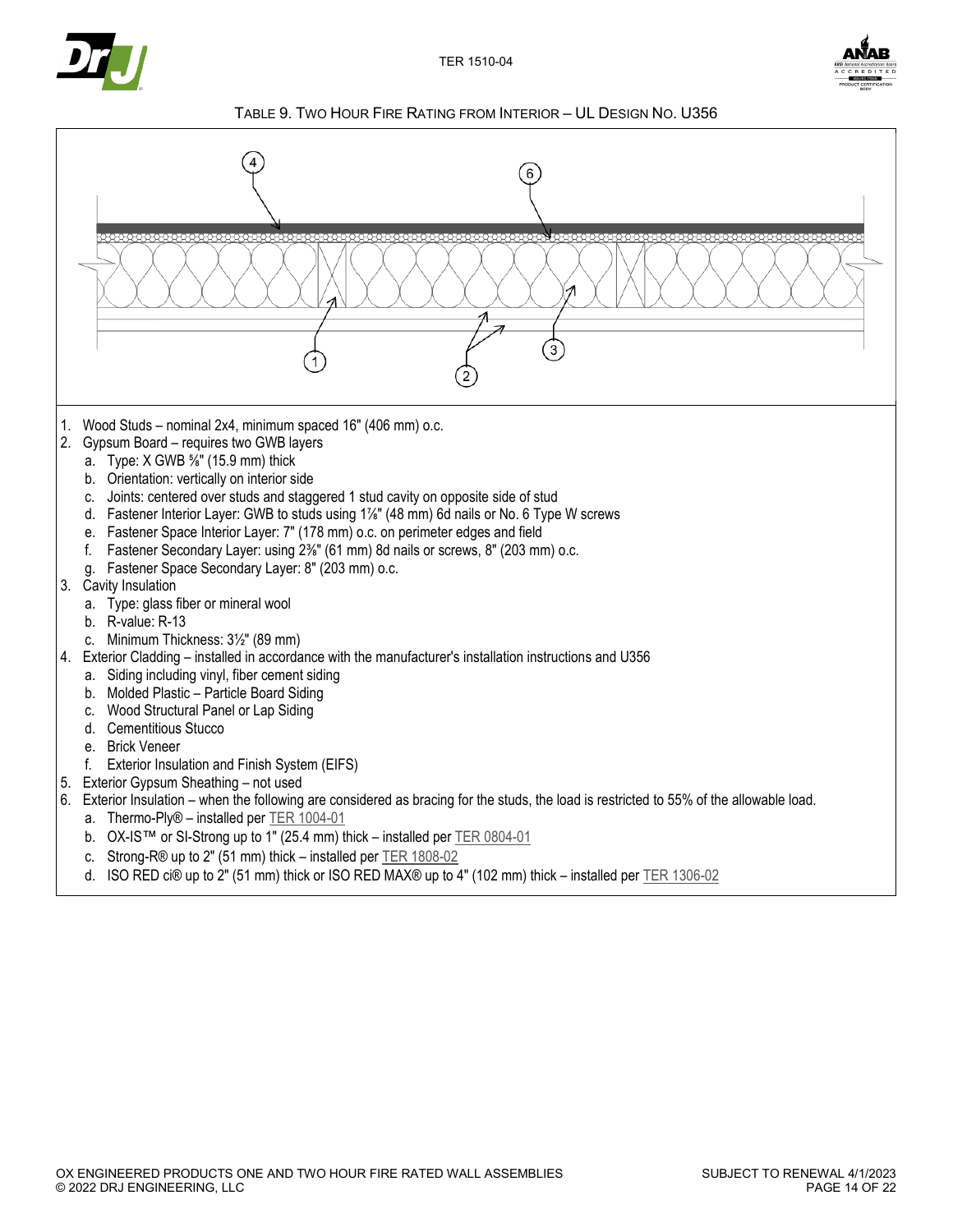TABLE 9. TWO HOUR FIRE RATING FROM INTERIOR – UL DESIGN NO. U356

1. Wood Studs – nominal 2x4, minimum spaced 16" (406 mm) o.c.
2. Gypsum Board – requires two GWB layers
   a. Type: X GWB ⅝" (15.9 mm) thick
   b. Orientation: vertically on interior side
   c. Joints: centered over studs and staggered 1 stud cavity on opposite side of stud
   d. Fastener Interior Layer: GWB to studs using 1⅞" (48 mm) 6d nails or No. 6 Type W screws
   e. Fastener Space Interior Layer: 7" (178 mm) o.c. on perimeter edges and field
   f. Fastener Secondary Layer: using 2⅜" (61 mm) 8d nails or screws, 8" (203 mm) o.c.
   g. Fastener Space Secondary Layer: 8" (203 mm) o.c.
3. Cavity Insulation
   a. Type: glass fiber or mineral wool
   b. R-value: R-13
   c. Minimum Thickness: 3½" (89 mm)
4. Exterior Cladding – installed in accordance with the manufacturer's installation instructions and U356
   a. Siding including vinyl, fiber cement siding
   b. Molded Plastic – Particle Board Siding
   c. Wood Structural Panel or Lap Siding
   d. Cementitious Stucco
   e. Brick Veneer
   f. Exterior Insulation and Finish System (EIFS)
5. Exterior Gypsum Sheathing – not used
6. Exterior Insulation – when the following are considered as bracing for the studs, the load is restricted to 55% of the allowable load.
   a. Thermo-Ply® – installed per TER 1004-01
   b. OX-IS™ or SI-Strong up to 1" (25.4 mm) thick – installed per TER 0804-01
   c. Strong-R® up to 2" (51 mm) thick – installed per TER 1808-02
   d. ISO RED ci® up to 2" (51 mm) thick or ISO RED MAX® up to 4" (102 mm) thick – installed per TER 1306-02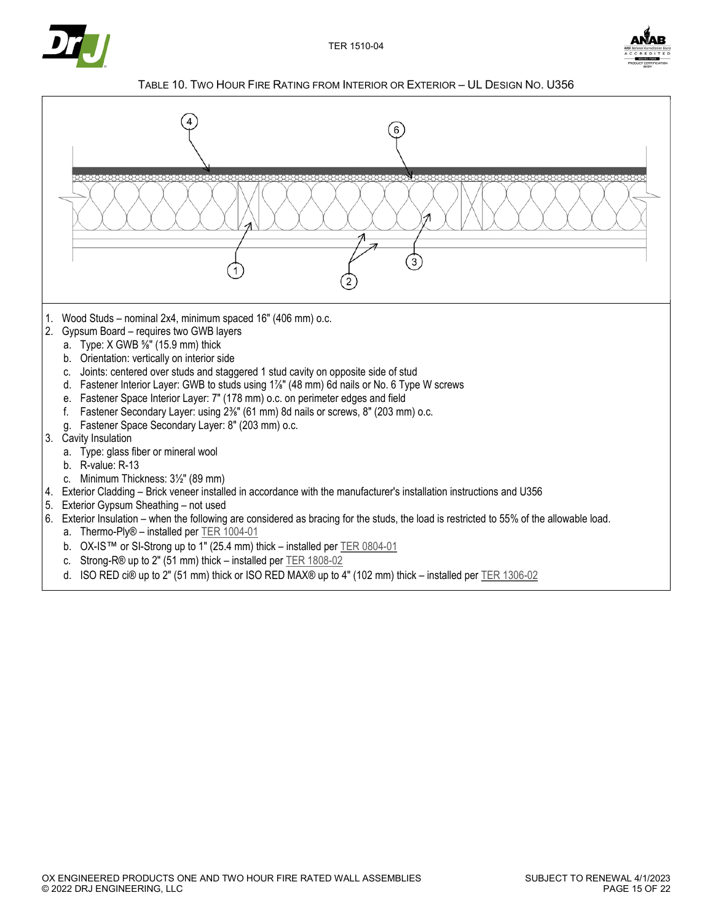## Table 10. Two Hour Fire Rating from Interior or Exterior – UL Design No. U356

1. Wood Studs – nominal 2x4, minimum spaced 16" (406 mm) o.c.
2. Gypsum Board – requires two GWB layers
   a. Type: X GWB ⅝" (15.9 mm) thick
   b. Orientation: vertically on interior side
   c. Joints: centered over studs and staggered 1 stud cavity on opposite side of stud
   d. Fastener Interior Layer: GWB to studs using 1⅞" (48 mm) 6d nails or No. 6 Type W screws
   e. Fastener Space Interior Layer: 7" (178 mm) o.c. on perimeter edges and field
   f. Fastener Secondary Layer: using 2⅜" (61 mm) 8d nails or screws, 8" (203 mm) o.c.
   g. Fastener Space Secondary Layer: 8" (203 mm) o.c.
3. Cavity Insulation
   a. Type: glass fiber or mineral wool
   b. R-value: R-13
   c. Minimum Thickness: 3½" (89 mm)
4. Exterior Cladding – Brick veneer installed in accordance with the manufacturer's installation instructions and U356
5. Exterior Gypsum Sheathing – not used
6. Exterior Insulation – when the following are considered as bracing for the studs, the load is restricted to 55% of the allowable load.
   a. Thermo-Ply® – installed per TER 1004-01
   b. OX-IS™ or SI-Strong up to 1" (25.4 mm) thick – installed per TER 0804-01
   c. Strong-R® up to 2" (51 mm) thick – installed per TER 1808-02
   d. ISO RED ci® up to 2" (51 mm) thick or ISO RED MAX® up to 4" (102 mm) thick – installed per TER 1306-02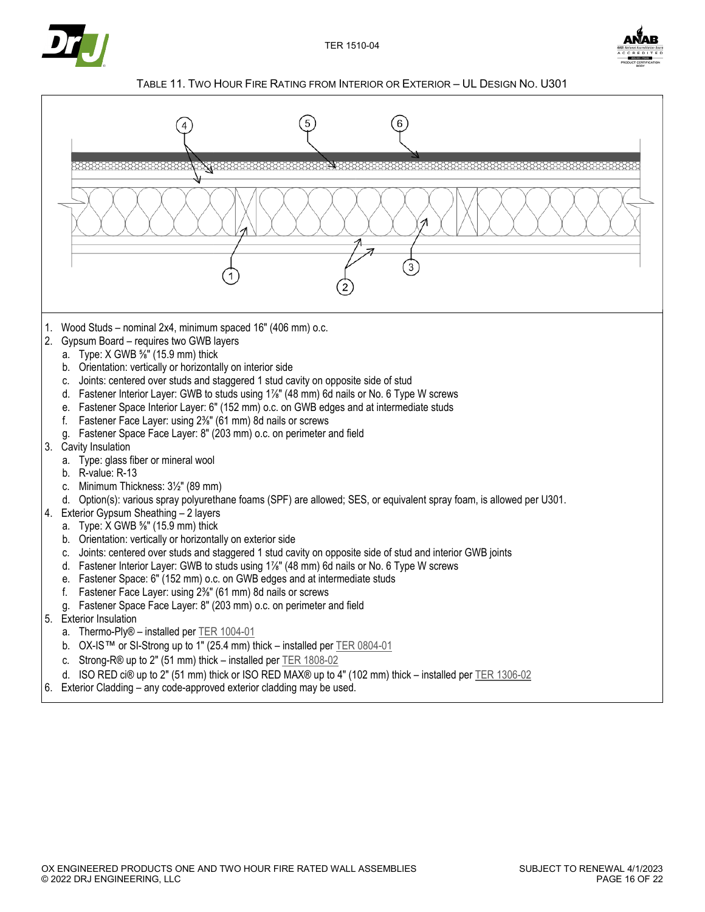TABLE 11. TWO HOUR FIRE RATING FROM INTERIOR OR EXTERIOR – UL DESIGN NO. U301

1. Wood Studs – nominal 2x4, minimum spaced 16" (406 mm) o.c.
2. Gypsum Board – requires two GWB layers
   a. Type: X GWB ⅝" (15.9 mm) thick
   b. Orientation: vertically or horizontally on interior side
   c. Joints: centered over studs and staggered 1 stud cavity on opposite side of stud
   d. Fastener Interior Layer: GWB to studs using 1⅞" (48 mm) 6d nails or No. 6 Type W screws
   e. Fastener Space Interior Layer: 6" (152 mm) o.c. on GWB edges and at intermediate studs
   f. Fastener Face Layer: using 2⅜" (61 mm) 8d nails or screws
   g. Fastener Space Face Layer: 8" (203 mm) o.c. on perimeter and field
3. Cavity Insulation
   a. Type: glass fiber or mineral wool
   b. R-value: R-13
   c. Minimum Thickness: 3½" (89 mm)
   d. Option(s): various spray polyurethane foams (SPF) are allowed; SES, or equivalent spray foam, is allowed per U301.
4. Exterior Gypsum Sheathing – 2 layers
   a. Type: X GWB ⅝" (15.9 mm) thick
   b. Orientation: vertically or horizontally on exterior side
   c. Joints: centered over studs and staggered 1 stud cavity on opposite side of stud and interior GWB joints
   d. Fastener Interior Layer: GWB to studs using 1⅞" (48 mm) 6d nails or No. 6 Type W screws
   e. Fastener Space: 6" (152 mm) o.c. on GWB edges and at intermediate studs
   f. Fastener Face Layer: using 2⅜" (61 mm) 8d nails or screws
   g. Fastener Space Face Layer: 8" (203 mm) o.c. on perimeter and field
5. Exterior Insulation
   a. Thermo-Ply® – installed per TER 1004-01
   b. OX-IS™ or SI-Strong up to 1" (25.4 mm) thick – installed per TER 0804-01
   c. Strong-R® up to 2" (51 mm) thick – installed per TER 1808-02
   d. ISO RED ci® up to 2" (51 mm) thick or ISO RED MAX® up to 4" (102 mm) thick – installed per TER 1306-02
6. Exterior Cladding – any code-approved exterior cladding may be used.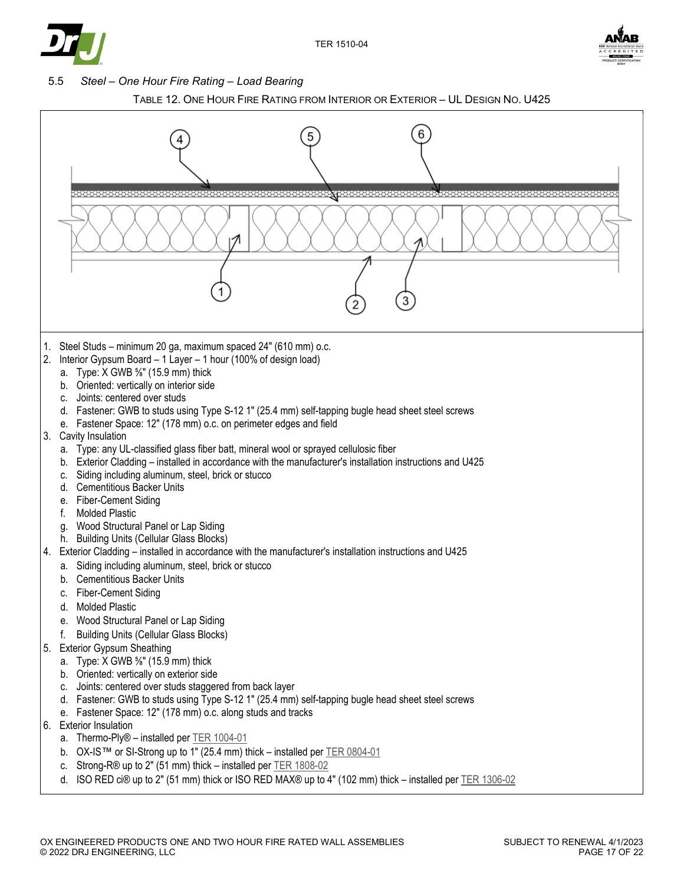### 5.5 *Steel – One Hour Fire Rating – Load Bearing*

TABLE 12. ONE HOUR FIRE RATING FROM INTERIOR OR EXTERIOR – UL DESIGN NO. U425

1. Steel Studs – minimum 20 ga, maximum spaced 24" (610 mm) o.c.
2. Interior Gypsum Board – 1 Layer – 1 hour (100% of design load)
   a. Type: X GWB ⅝" (15.9 mm) thick
   b. Oriented: vertically on interior side
   c. Joints: centered over studs
   d. Fastener: GWB to studs using Type S-12 1" (25.4 mm) self-tapping bugle head sheet steel screws
   e. Fastener Space: 12" (178 mm) o.c. on perimeter edges and field
3. Cavity Insulation
   a. Type: any UL-classified glass fiber batt, mineral wool or sprayed cellulosic fiber
   b. Exterior Cladding – installed in accordance with the manufacturer's installation instructions and U425
   c. Siding including aluminum, steel, brick or stucco
   d. Cementitious Backer Units
   e. Fiber-Cement Siding
   f. Molded Plastic
   g. Wood Structural Panel or Lap Siding
   h. Building Units (Cellular Glass Blocks)
4. Exterior Cladding – installed in accordance with the manufacturer's installation instructions and U425
   a. Siding including aluminum, steel, brick or stucco
   b. Cementitious Backer Units
   c. Fiber-Cement Siding
   d. Molded Plastic
   e. Wood Structural Panel or Lap Siding
   f. Building Units (Cellular Glass Blocks)
5. Exterior Gypsum Sheathing
   a. Type: X GWB ⅝" (15.9 mm) thick
   b. Oriented: vertically on exterior side
   c. Joints: centered over studs staggered from back layer
   d. Fastener: GWB to studs using Type S-12 1" (25.4 mm) self-tapping bugle head sheet steel screws
   e. Fastener Space: 12" (178 mm) o.c. along studs and tracks
6. Exterior Insulation
   a. Thermo-Ply® – installed per TER 1004-01
   b. OX-IS™ or SI-Strong up to 1" (25.4 mm) thick – installed per TER 0804-01
   c. Strong-R® up to 2" (51 mm) thick – installed per TER 1808-02
   d. ISO RED ci® up to 2" (51 mm) thick or ISO RED MAX® up to 4" (102 mm) thick – installed per TER 1306-02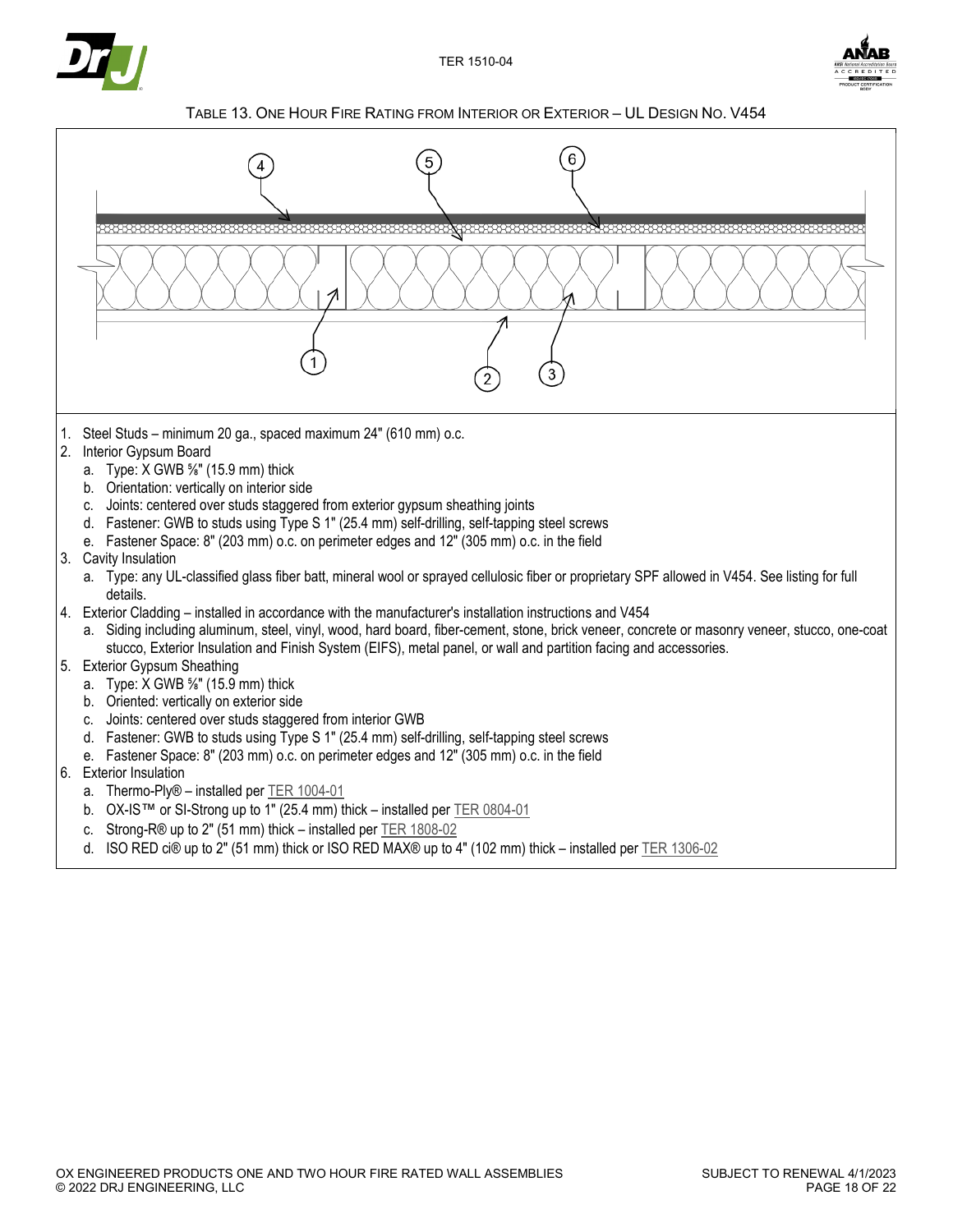### Table 13. One Hour Fire Rating from Interior or Exterior – UL Design No. V454

1. Steel Studs – minimum 20 ga., spaced maximum 24" (610 mm) o.c.
2. Interior Gypsum Board
   a. Type: X GWB ⅝" (15.9 mm) thick
   b. Orientation: vertically on interior side
   c. Joints: centered over studs staggered from exterior gypsum sheathing joints
   d. Fastener: GWB to studs using Type S 1" (25.4 mm) self-drilling, self-tapping steel screws
   e. Fastener Space: 8" (203 mm) o.c. on perimeter edges and 12" (305 mm) o.c. in the field
3. Cavity Insulation
   a. Type: any UL-classified glass fiber batt, mineral wool or sprayed cellulosic fiber or proprietary SPF allowed in V454. See listing for full details.
4. Exterior Cladding – installed in accordance with the manufacturer's installation instructions and V454
   a. Siding including aluminum, steel, vinyl, wood, hard board, fiber-cement, stone, brick veneer, concrete or masonry veneer, stucco, one-coat stucco, Exterior Insulation and Finish System (EIFS), metal panel, or wall and partition facing and accessories.
5. Exterior Gypsum Sheathing
   a. Type: X GWB ⅝" (15.9 mm) thick
   b. Oriented: vertically on exterior side
   c. Joints: centered over studs staggered from interior GWB
   d. Fastener: GWB to studs using Type S 1" (25.4 mm) self-drilling, self-tapping steel screws
   e. Fastener Space: 8" (203 mm) o.c. on perimeter edges and 12" (305 mm) o.c. in the field
6. Exterior Insulation
   a. Thermo-Ply® – installed per TER 1004-01
   b. OX-IS™ or SI-Strong up to 1" (25.4 mm) thick – installed per TER 0804-01
   c. Strong-R® up to 2" (51 mm) thick – installed per TER 1808-02
   d. ISO RED ci® up to 2" (51 mm) thick or ISO RED MAX® up to 4" (102 mm) thick – installed per TER 1306-02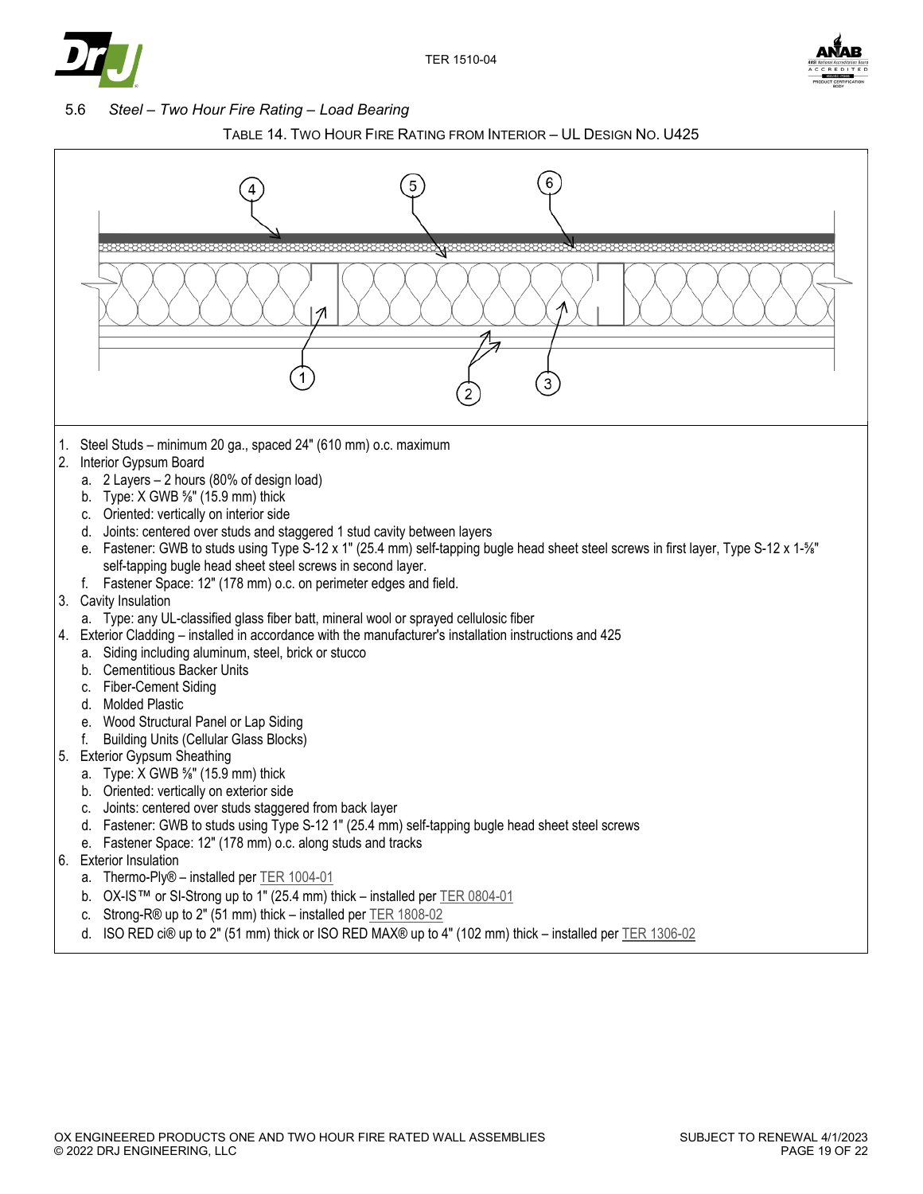## 5.6 *Steel – Two Hour Fire Rating – Load Bearing*

TABLE 14. TWO HOUR FIRE RATING FROM INTERIOR – UL DESIGN NO. U425

1. Steel Studs – minimum 20 ga., spaced 24" (610 mm) o.c. maximum
2. Interior Gypsum Board
   a. 2 Layers – 2 hours (80% of design load)
   b. Type: X GWB ⅝" (15.9 mm) thick
   c. Oriented: vertically on interior side
   d. Joints: centered over studs and staggered 1 stud cavity between layers
   e. Fastener: GWB to studs using Type S-12 x 1" (25.4 mm) self-tapping bugle head sheet steel screws in first layer, Type S-12 x 1-⅝" self-tapping bugle head sheet steel screws in second layer.
   f. Fastener Space: 12" (178 mm) o.c. on perimeter edges and field.
3. Cavity Insulation
   a. Type: any UL-classified glass fiber batt, mineral wool or sprayed cellulosic fiber
4. Exterior Cladding – installed in accordance with the manufacturer's installation instructions and 425
   a. Siding including aluminum, steel, brick or stucco
   b. Cementitious Backer Units
   c. Fiber-Cement Siding
   d. Molded Plastic
   e. Wood Structural Panel or Lap Siding
   f. Building Units (Cellular Glass Blocks)
5. Exterior Gypsum Sheathing
   a. Type: X GWB ⅝" (15.9 mm) thick
   b. Oriented: vertically on exterior side
   c. Joints: centered over studs staggered from back layer
   d. Fastener: GWB to studs using Type S-12 1" (25.4 mm) self-tapping bugle head sheet steel screws
   e. Fastener Space: 12" (178 mm) o.c. along studs and tracks
6. Exterior Insulation
   a. Thermo-Ply® – installed per TER 1004-01
   b. OX-IS™ or SI-Strong up to 1" (25.4 mm) thick – installed per TER 0804-01
   c. Strong-R® up to 2" (51 mm) thick – installed per TER 1808-02
   d. ISO RED ci® up to 2" (51 mm) thick or ISO RED MAX® up to 4" (102 mm) thick – installed per TER 1306-02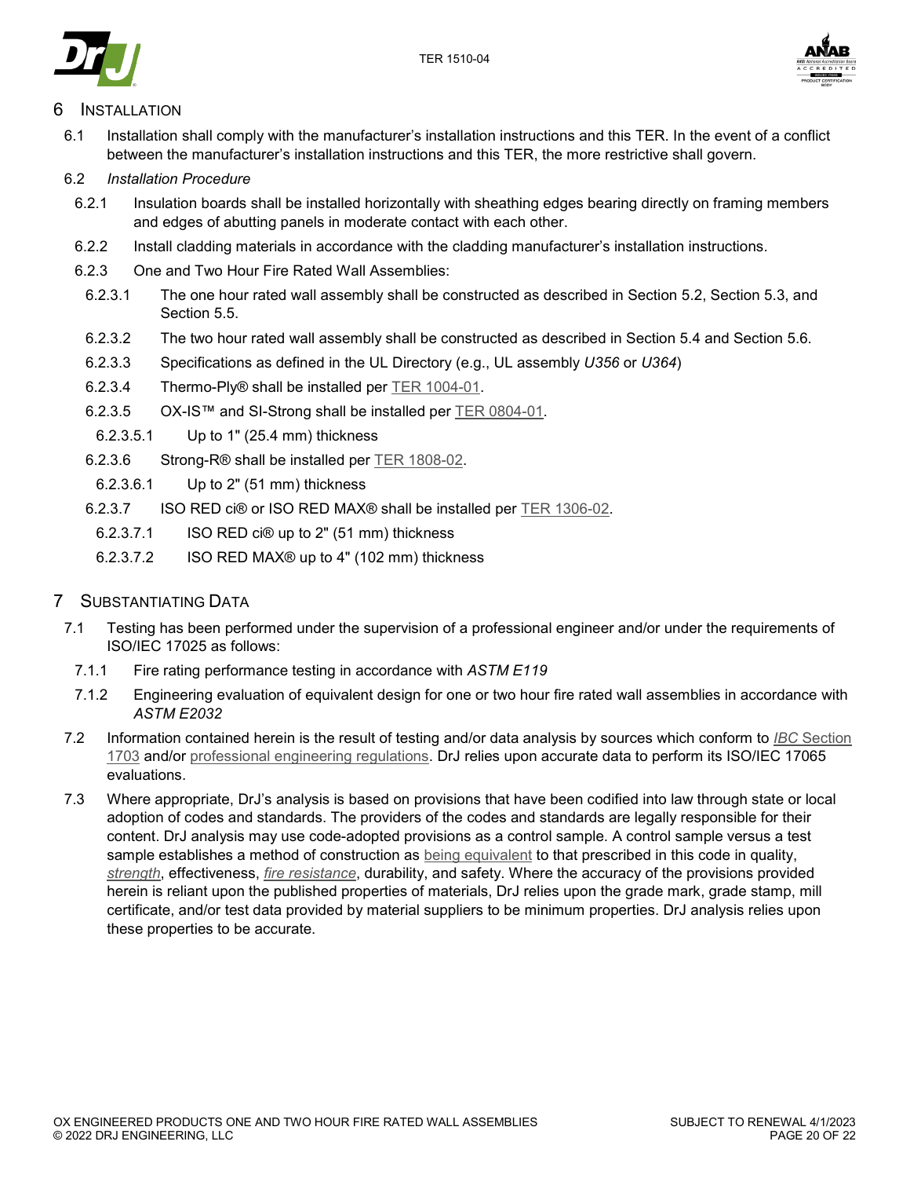# 6 INSTALLATION

6.1 Installation shall comply with the manufacturer's installation instructions and this TER. In the event of a conflict between the manufacturer's installation instructions and this TER, the more restrictive shall govern.

6.2 *Installation Procedure*

6.2.1 Insulation boards shall be installed horizontally with sheathing edges bearing directly on framing members and edges of abutting panels in moderate contact with each other.

6.2.2 Install cladding materials in accordance with the cladding manufacturer's installation instructions.

6.2.3 One and Two Hour Fire Rated Wall Assemblies:

6.2.3.1 The one hour rated wall assembly shall be constructed as described in Section 5.2, Section 5.3, and Section 5.5.

6.2.3.2 The two hour rated wall assembly shall be constructed as described in Section 5.4 and Section 5.6.

6.2.3.3 Specifications as defined in the UL Directory (e.g., UL assembly *U356* or *U364*)

6.2.3.4 Thermo-Ply® shall be installed per TER 1004-01.

6.2.3.5 OX-IS™ and SI-Strong shall be installed per TER 0804-01.

6.2.3.5.1 Up to 1" (25.4 mm) thickness

6.2.3.6 Strong-R® shall be installed per TER 1808-02.

6.2.3.6.1 Up to 2" (51 mm) thickness

6.2.3.7 ISO RED ci® or ISO RED MAX® shall be installed per TER 1306-02.

6.2.3.7.1 ISO RED ci® up to 2" (51 mm) thickness

6.2.3.7.2 ISO RED MAX® up to 4" (102 mm) thickness

# 7 SUBSTANTIATING DATA

7.1 Testing has been performed under the supervision of a professional engineer and/or under the requirements of ISO/IEC 17025 as follows:

7.1.1 Fire rating performance testing in accordance with *ASTM E119*

7.1.2 Engineering evaluation of equivalent design for one or two hour fire rated wall assemblies in accordance with *ASTM E2032*

7.2 Information contained herein is the result of testing and/or data analysis by sources which conform to *IBC* Section 1703 and/or professional engineering regulations. DrJ relies upon accurate data to perform its ISO/IEC 17065 evaluations.

7.3 Where appropriate, DrJ's analysis is based on provisions that have been codified into law through state or local adoption of codes and standards. The providers of the codes and standards are legally responsible for their content. DrJ analysis may use code-adopted provisions as a control sample. A control sample versus a test sample establishes a method of construction as being equivalent to that prescribed in this code in quality, *strength*, effectiveness, *fire resistance*, durability, and safety. Where the accuracy of the provisions provided herein is reliant upon the published properties of materials, DrJ relies upon the grade mark, grade stamp, mill certificate, and/or test data provided by material suppliers to be minimum properties. DrJ analysis relies upon these properties to be accurate.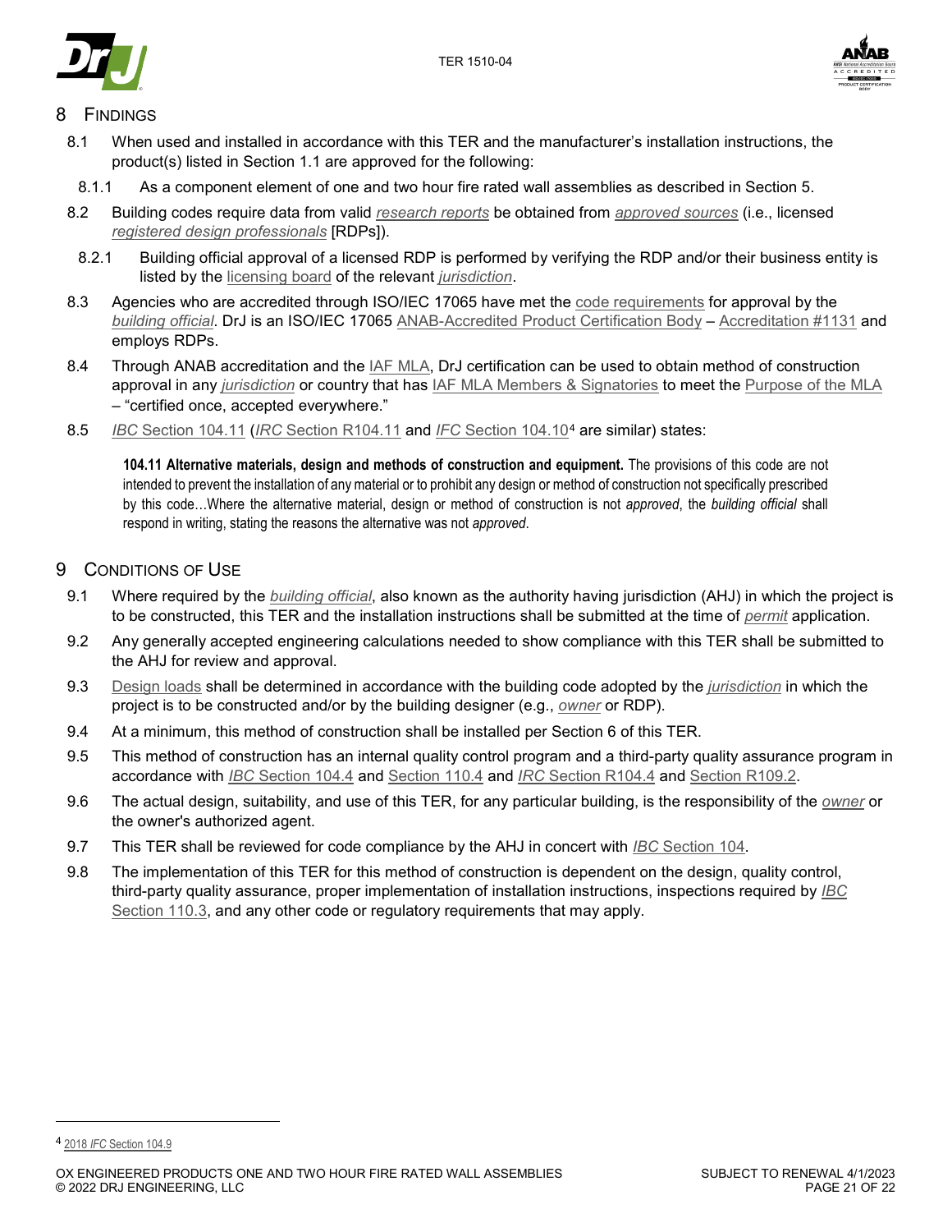# 8 Findings

8.1 When used and installed in accordance with this TER and the manufacturer's installation instructions, the product(s) listed in Section 1.1 are approved for the following:

8.1.1 As a component element of one and two hour fire rated wall assemblies as described in Section 5.

8.2 Building codes require data from valid *research reports* be obtained from *approved sources* (i.e., licensed *registered design professionals* [RDPs]).

8.2.1 Building official approval of a licensed RDP is performed by verifying the RDP and/or their business entity is listed by the licensing board of the relevant *jurisdiction*.

8.3 Agencies who are accredited through ISO/IEC 17065 have met the code requirements for approval by the *building official*. DrJ is an ISO/IEC 17065 ANAB-Accredited Product Certification Body – Accreditation #1131 and employs RDPs.

8.4 Through ANAB accreditation and the IAF MLA, DrJ certification can be used to obtain method of construction approval in any *jurisdiction* or country that has IAF MLA Members & Signatories to meet the Purpose of the MLA – "certified once, accepted everywhere."

8.5 *IBC* Section 104.11 (*IRC* Section R104.11 and *IFC* Section 104.10[4] are similar) states:

> **104.11 Alternative materials, design and methods of construction and equipment.** The provisions of this code are not intended to prevent the installation of any material or to prohibit any design or method of construction not specifically prescribed by this code…Where the alternative material, design or method of construction is not *approved*, the *building official* shall respond in writing, stating the reasons the alternative was not *approved*.

# 9 Conditions of Use

9.1 Where required by the *building official*, also known as the authority having jurisdiction (AHJ) in which the project is to be constructed, this TER and the installation instructions shall be submitted at the time of *permit* application.

9.2 Any generally accepted engineering calculations needed to show compliance with this TER shall be submitted to the AHJ for review and approval.

9.3 Design loads shall be determined in accordance with the building code adopted by the *jurisdiction* in which the project is to be constructed and/or by the building designer (e.g., *owner* or RDP).

9.4 At a minimum, this method of construction shall be installed per Section 6 of this TER.

9.5 This method of construction has an internal quality control program and a third-party quality assurance program in accordance with *IBC* Section 104.4 and Section 110.4 and *IRC* Section R104.4 and Section R109.2.

9.6 The actual design, suitability, and use of this TER, for any particular building, is the responsibility of the *owner* or the owner's authorized agent.

9.7 This TER shall be reviewed for code compliance by the AHJ in concert with *IBC* Section 104.

9.8 The implementation of this TER for this method of construction is dependent on the design, quality control, third-party quality assurance, proper implementation of installation instructions, inspections required by *IBC* Section 110.3, and any other code or regulatory requirements that may apply.

---

[4] 2018 *IFC* Section 104.9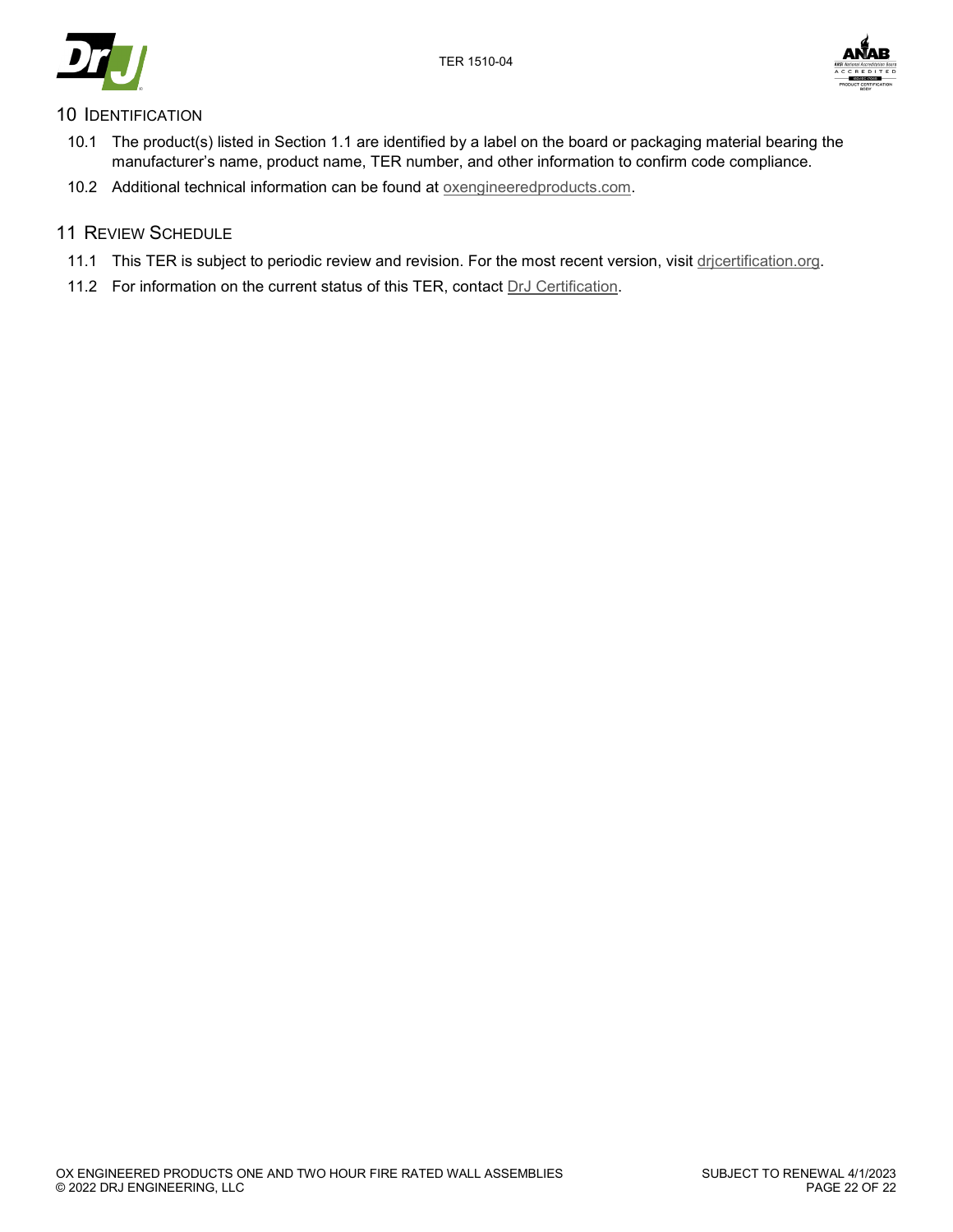## 10 Identification

10.1 The product(s) listed in Section 1.1 are identified by a label on the board or packaging material bearing the manufacturer's name, product name, TER number, and other information to confirm code compliance.

10.2 Additional technical information can be found at oxengineeredproducts.com.

## 11 Review Schedule

11.1 This TER is subject to periodic review and revision. For the most recent version, visit drjcertification.org.

11.2 For information on the current status of this TER, contact DrJ Certification.